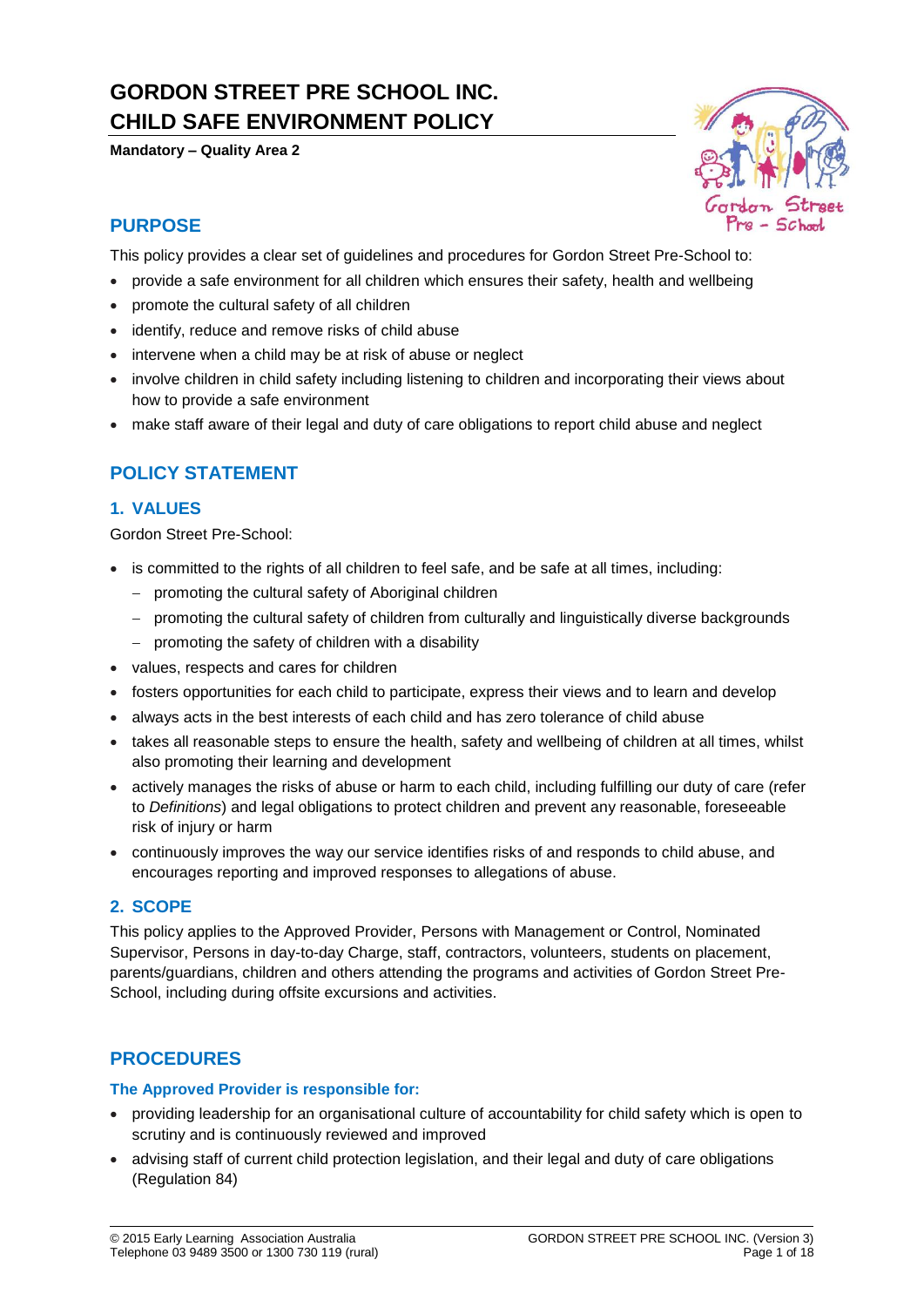# GORDON STREET PRE SCHOOL INC.
# CHILD SAFE ENVIRONMENT POLICY

**Mandatory – Quality Area 2**

## PURPOSE

This policy provides a clear set of guidelines and procedures for Gordon Street Pre-School to:

- provide a safe environment for all children which ensures their safety, health and wellbeing
- promote the cultural safety of all children
- identify, reduce and remove risks of child abuse
- intervene when a child may be at risk of abuse or neglect
- involve children in child safety including listening to children and incorporating their views about how to provide a safe environment
- make staff aware of their legal and duty of care obligations to report child abuse and neglect

## POLICY STATEMENT

### 1. VALUES

Gordon Street Pre-School:

- is committed to the rights of all children to feel safe, and be safe at all times, including:
  - promoting the cultural safety of Aboriginal children
  - promoting the cultural safety of children from culturally and linguistically diverse backgrounds
  - promoting the safety of children with a disability
- values, respects and cares for children
- fosters opportunities for each child to participate, express their views and to learn and develop
- always acts in the best interests of each child and has zero tolerance of child abuse
- takes all reasonable steps to ensure the health, safety and wellbeing of children at all times, whilst also promoting their learning and development
- actively manages the risks of abuse or harm to each child, including fulfilling our duty of care (refer to *Definitions*) and legal obligations to protect children and prevent any reasonable, foreseeable risk of injury or harm
- continuously improves the way our service identifies risks of and responds to child abuse, and encourages reporting and improved responses to allegations of abuse.

### 2. SCOPE

This policy applies to the Approved Provider, Persons with Management or Control, Nominated Supervisor, Persons in day-to-day Charge, staff, contractors, volunteers, students on placement, parents/guardians, children and others attending the programs and activities of Gordon Street Pre-School, including during offsite excursions and activities.

## PROCEDURES

#### The Approved Provider is responsible for:

- providing leadership for an organisational culture of accountability for child safety which is open to scrutiny and is continuously reviewed and improved
- advising staff of current child protection legislation, and their legal and duty of care obligations (Regulation 84)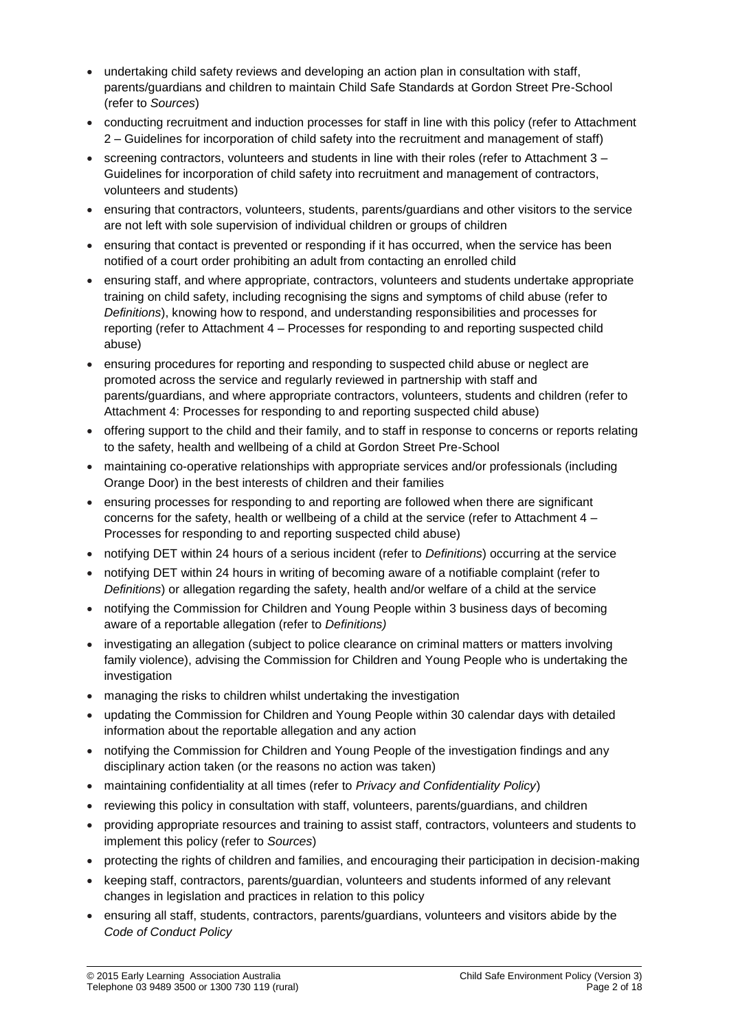- undertaking child safety reviews and developing an action plan in consultation with staff, parents/guardians and children to maintain Child Safe Standards at Gordon Street Pre-School (refer to *Sources*)
- conducting recruitment and induction processes for staff in line with this policy (refer to Attachment 2 – Guidelines for incorporation of child safety into the recruitment and management of staff)
- screening contractors, volunteers and students in line with their roles (refer to Attachment 3 – Guidelines for incorporation of child safety into recruitment and management of contractors, volunteers and students)
- ensuring that contractors, volunteers, students, parents/guardians and other visitors to the service are not left with sole supervision of individual children or groups of children
- ensuring that contact is prevented or responding if it has occurred, when the service has been notified of a court order prohibiting an adult from contacting an enrolled child
- ensuring staff, and where appropriate, contractors, volunteers and students undertake appropriate training on child safety, including recognising the signs and symptoms of child abuse (refer to *Definitions*), knowing how to respond, and understanding responsibilities and processes for reporting (refer to Attachment 4 – Processes for responding to and reporting suspected child abuse)
- ensuring procedures for reporting and responding to suspected child abuse or neglect are promoted across the service and regularly reviewed in partnership with staff and parents/guardians, and where appropriate contractors, volunteers, students and children (refer to Attachment 4: Processes for responding to and reporting suspected child abuse)
- offering support to the child and their family, and to staff in response to concerns or reports relating to the safety, health and wellbeing of a child at Gordon Street Pre-School
- maintaining co-operative relationships with appropriate services and/or professionals (including Orange Door) in the best interests of children and their families
- ensuring processes for responding to and reporting are followed when there are significant concerns for the safety, health or wellbeing of a child at the service (refer to Attachment 4 – Processes for responding to and reporting suspected child abuse)
- notifying DET within 24 hours of a serious incident (refer to *Definitions*) occurring at the service
- notifying DET within 24 hours in writing of becoming aware of a notifiable complaint (refer to *Definitions*) or allegation regarding the safety, health and/or welfare of a child at the service
- notifying the Commission for Children and Young People within 3 business days of becoming aware of a reportable allegation (refer to *Definitions)*
- investigating an allegation (subject to police clearance on criminal matters or matters involving family violence), advising the Commission for Children and Young People who is undertaking the investigation
- managing the risks to children whilst undertaking the investigation
- updating the Commission for Children and Young People within 30 calendar days with detailed information about the reportable allegation and any action
- notifying the Commission for Children and Young People of the investigation findings and any disciplinary action taken (or the reasons no action was taken)
- maintaining confidentiality at all times (refer to *Privacy and Confidentiality Policy*)
- reviewing this policy in consultation with staff, volunteers, parents/guardians, and children
- providing appropriate resources and training to assist staff, contractors, volunteers and students to implement this policy (refer to *Sources*)
- protecting the rights of children and families, and encouraging their participation in decision-making
- keeping staff, contractors, parents/guardian, volunteers and students informed of any relevant changes in legislation and practices in relation to this policy
- ensuring all staff, students, contractors, parents/guardians, volunteers and visitors abide by the *Code of Conduct Policy*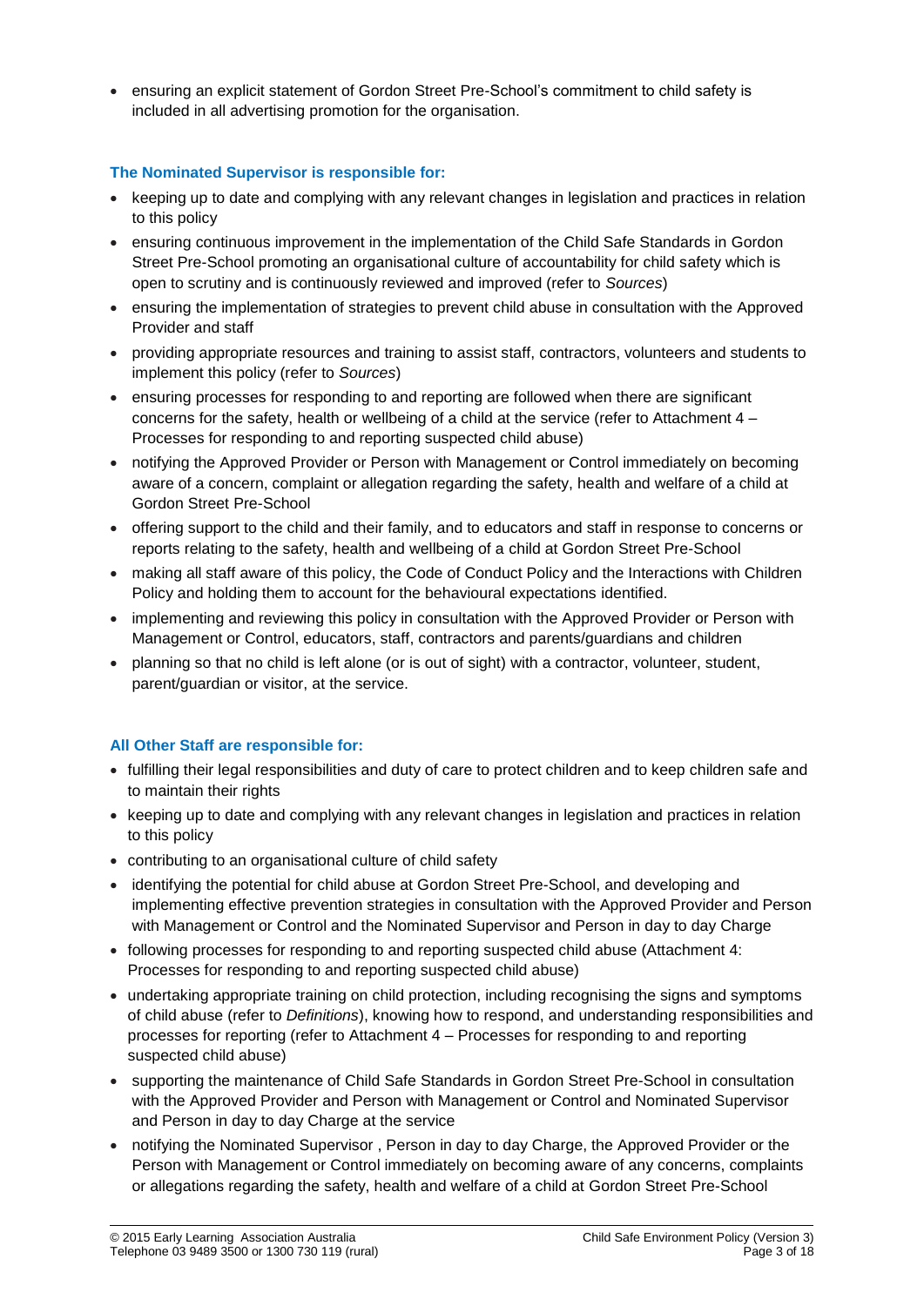- ensuring an explicit statement of Gordon Street Pre-School's commitment to child safety is included in all advertising promotion for the organisation.

### The Nominated Supervisor is responsible for:

- keeping up to date and complying with any relevant changes in legislation and practices in relation to this policy
- ensuring continuous improvement in the implementation of the Child Safe Standards in Gordon Street Pre-School promoting an organisational culture of accountability for child safety which is open to scrutiny and is continuously reviewed and improved (refer to *Sources*)
- ensuring the implementation of strategies to prevent child abuse in consultation with the Approved Provider and staff
- providing appropriate resources and training to assist staff, contractors, volunteers and students to implement this policy (refer to *Sources*)
- ensuring processes for responding to and reporting are followed when there are significant concerns for the safety, health or wellbeing of a child at the service (refer to Attachment 4 – Processes for responding to and reporting suspected child abuse)
- notifying the Approved Provider or Person with Management or Control immediately on becoming aware of a concern, complaint or allegation regarding the safety, health and welfare of a child at Gordon Street Pre-School
- offering support to the child and their family, and to educators and staff in response to concerns or reports relating to the safety, health and wellbeing of a child at Gordon Street Pre-School
- making all staff aware of this policy, the Code of Conduct Policy and the Interactions with Children Policy and holding them to account for the behavioural expectations identified.
- implementing and reviewing this policy in consultation with the Approved Provider or Person with Management or Control, educators, staff, contractors and parents/guardians and children
- planning so that no child is left alone (or is out of sight) with a contractor, volunteer, student, parent/guardian or visitor, at the service.

### All Other Staff are responsible for:

- fulfilling their legal responsibilities and duty of care to protect children and to keep children safe and to maintain their rights
- keeping up to date and complying with any relevant changes in legislation and practices in relation to this policy
- contributing to an organisational culture of child safety
- identifying the potential for child abuse at Gordon Street Pre-School, and developing and implementing effective prevention strategies in consultation with the Approved Provider and Person with Management or Control and the Nominated Supervisor and Person in day to day Charge
- following processes for responding to and reporting suspected child abuse (Attachment 4: Processes for responding to and reporting suspected child abuse)
- undertaking appropriate training on child protection, including recognising the signs and symptoms of child abuse (refer to *Definitions*), knowing how to respond, and understanding responsibilities and processes for reporting (refer to Attachment 4 – Processes for responding to and reporting suspected child abuse)
- supporting the maintenance of Child Safe Standards in Gordon Street Pre-School in consultation with the Approved Provider and Person with Management or Control and Nominated Supervisor and Person in day to day Charge at the service
- notifying the Nominated Supervisor , Person in day to day Charge, the Approved Provider or the Person with Management or Control immediately on becoming aware of any concerns, complaints or allegations regarding the safety, health and welfare of a child at Gordon Street Pre-School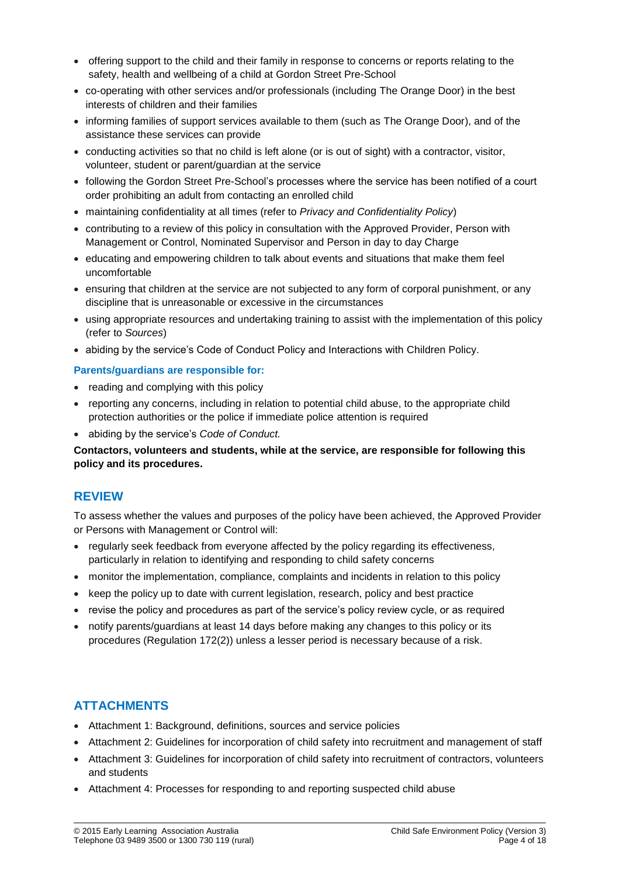- offering support to the child and their family in response to concerns or reports relating to the safety, health and wellbeing of a child at Gordon Street Pre-School
- co-operating with other services and/or professionals (including The Orange Door) in the best interests of children and their families
- informing families of support services available to them (such as The Orange Door), and of the assistance these services can provide
- conducting activities so that no child is left alone (or is out of sight) with a contractor, visitor, volunteer, student or parent/guardian at the service
- following the Gordon Street Pre-School's processes where the service has been notified of a court order prohibiting an adult from contacting an enrolled child
- maintaining confidentiality at all times (refer to *Privacy and Confidentiality Policy*)
- contributing to a review of this policy in consultation with the Approved Provider, Person with Management or Control, Nominated Supervisor and Person in day to day Charge
- educating and empowering children to talk about events and situations that make them feel uncomfortable
- ensuring that children at the service are not subjected to any form of corporal punishment, or any discipline that is unreasonable or excessive in the circumstances
- using appropriate resources and undertaking training to assist with the implementation of this policy (refer to *Sources*)
- abiding by the service's Code of Conduct Policy and Interactions with Children Policy.

**Parents/guardians are responsible for:**

- reading and complying with this policy
- reporting any concerns, including in relation to potential child abuse, to the appropriate child protection authorities or the police if immediate police attention is required
- abiding by the service's *Code of Conduct.*

**Contactors, volunteers and students, while at the service, are responsible for following this policy and its procedures.**

## REVIEW

To assess whether the values and purposes of the policy have been achieved, the Approved Provider or Persons with Management or Control will:

- regularly seek feedback from everyone affected by the policy regarding its effectiveness, particularly in relation to identifying and responding to child safety concerns
- monitor the implementation, compliance, complaints and incidents in relation to this policy
- keep the policy up to date with current legislation, research, policy and best practice
- revise the policy and procedures as part of the service's policy review cycle, or as required
- notify parents/guardians at least 14 days before making any changes to this policy or its procedures (Regulation 172(2)) unless a lesser period is necessary because of a risk.

## ATTACHMENTS

- Attachment 1: Background, definitions, sources and service policies
- Attachment 2: Guidelines for incorporation of child safety into recruitment and management of staff
- Attachment 3: Guidelines for incorporation of child safety into recruitment of contractors, volunteers and students
- Attachment 4: Processes for responding to and reporting suspected child abuse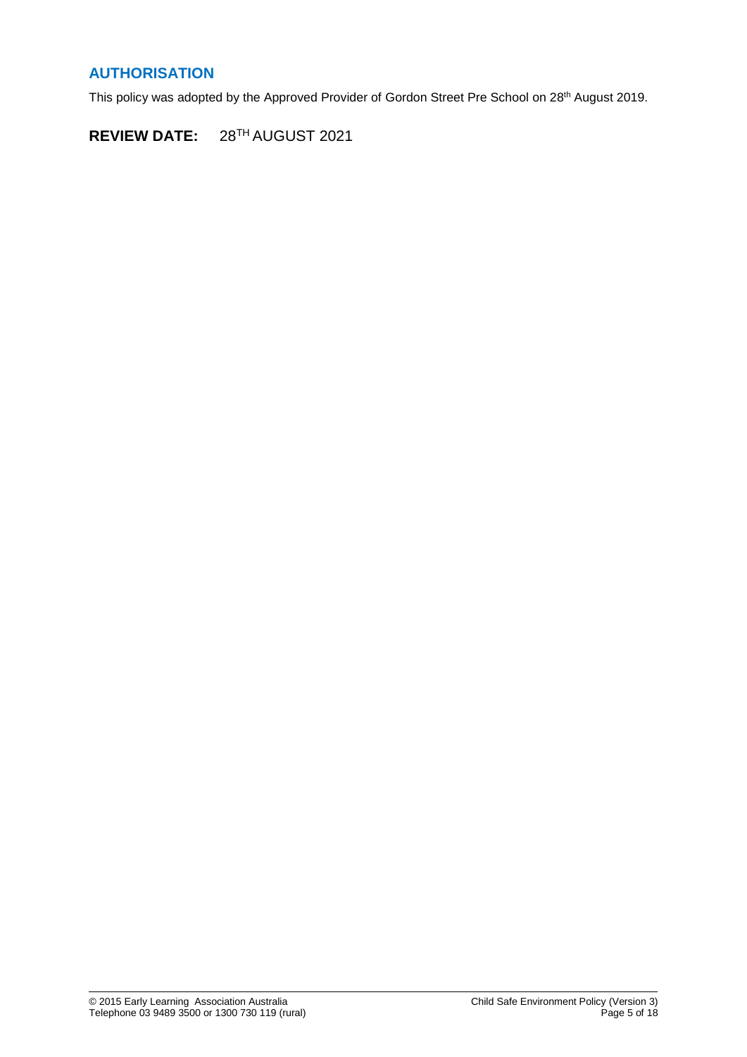## AUTHORISATION

This policy was adopted by the Approved Provider of Gordon Street Pre School on 28th August 2019.

**REVIEW DATE:** 28TH AUGUST 2021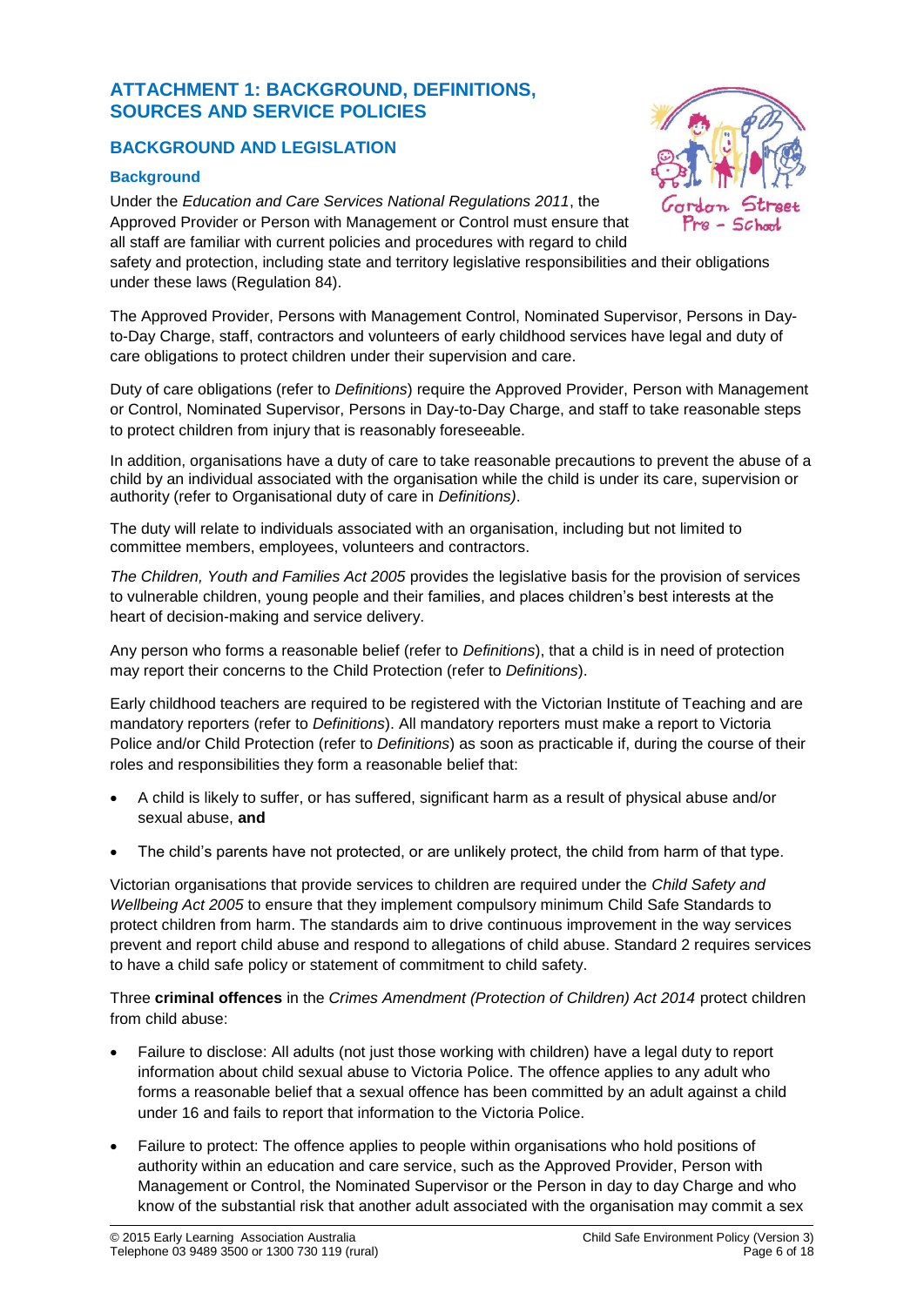## ATTACHMENT 1: BACKGROUND, DEFINITIONS, SOURCES AND SERVICE POLICIES

### BACKGROUND AND LEGISLATION

#### Background

Under the *Education and Care Services National Regulations 2011*, the Approved Provider or Person with Management or Control must ensure that all staff are familiar with current policies and procedures with regard to child safety and protection, including state and territory legislative responsibilities and their obligations under these laws (Regulation 84).

The Approved Provider, Persons with Management Control, Nominated Supervisor, Persons in Day-to-Day Charge, staff, contractors and volunteers of early childhood services have legal and duty of care obligations to protect children under their supervision and care.

Duty of care obligations (refer to *Definitions*) require the Approved Provider, Person with Management or Control, Nominated Supervisor, Persons in Day-to-Day Charge, and staff to take reasonable steps to protect children from injury that is reasonably foreseeable.

In addition, organisations have a duty of care to take reasonable precautions to prevent the abuse of a child by an individual associated with the organisation while the child is under its care, supervision or authority (refer to Organisational duty of care in *Definitions)*.

The duty will relate to individuals associated with an organisation, including but not limited to committee members, employees, volunteers and contractors.

*The Children, Youth and Families Act 2005* provides the legislative basis for the provision of services to vulnerable children, young people and their families, and places children's best interests at the heart of decision-making and service delivery.

Any person who forms a reasonable belief (refer to *Definitions*), that a child is in need of protection may report their concerns to the Child Protection (refer to *Definitions*).

Early childhood teachers are required to be registered with the Victorian Institute of Teaching and are mandatory reporters (refer to *Definitions*). All mandatory reporters must make a report to Victoria Police and/or Child Protection (refer to *Definitions*) as soon as practicable if, during the course of their roles and responsibilities they form a reasonable belief that:

- A child is likely to suffer, or has suffered, significant harm as a result of physical abuse and/or sexual abuse, **and**
- The child's parents have not protected, or are unlikely protect, the child from harm of that type.

Victorian organisations that provide services to children are required under the *Child Safety and Wellbeing Act 2005* to ensure that they implement compulsory minimum Child Safe Standards to protect children from harm. The standards aim to drive continuous improvement in the way services prevent and report child abuse and respond to allegations of child abuse. Standard 2 requires services to have a child safe policy or statement of commitment to child safety.

Three **criminal offences** in the *Crimes Amendment (Protection of Children) Act 2014* protect children from child abuse:

- Failure to disclose: All adults (not just those working with children) have a legal duty to report information about child sexual abuse to Victoria Police. The offence applies to any adult who forms a reasonable belief that a sexual offence has been committed by an adult against a child under 16 and fails to report that information to the Victoria Police.
- Failure to protect: The offence applies to people within organisations who hold positions of authority within an education and care service, such as the Approved Provider, Person with Management or Control, the Nominated Supervisor or the Person in day to day Charge and who know of the substantial risk that another adult associated with the organisation may commit a sex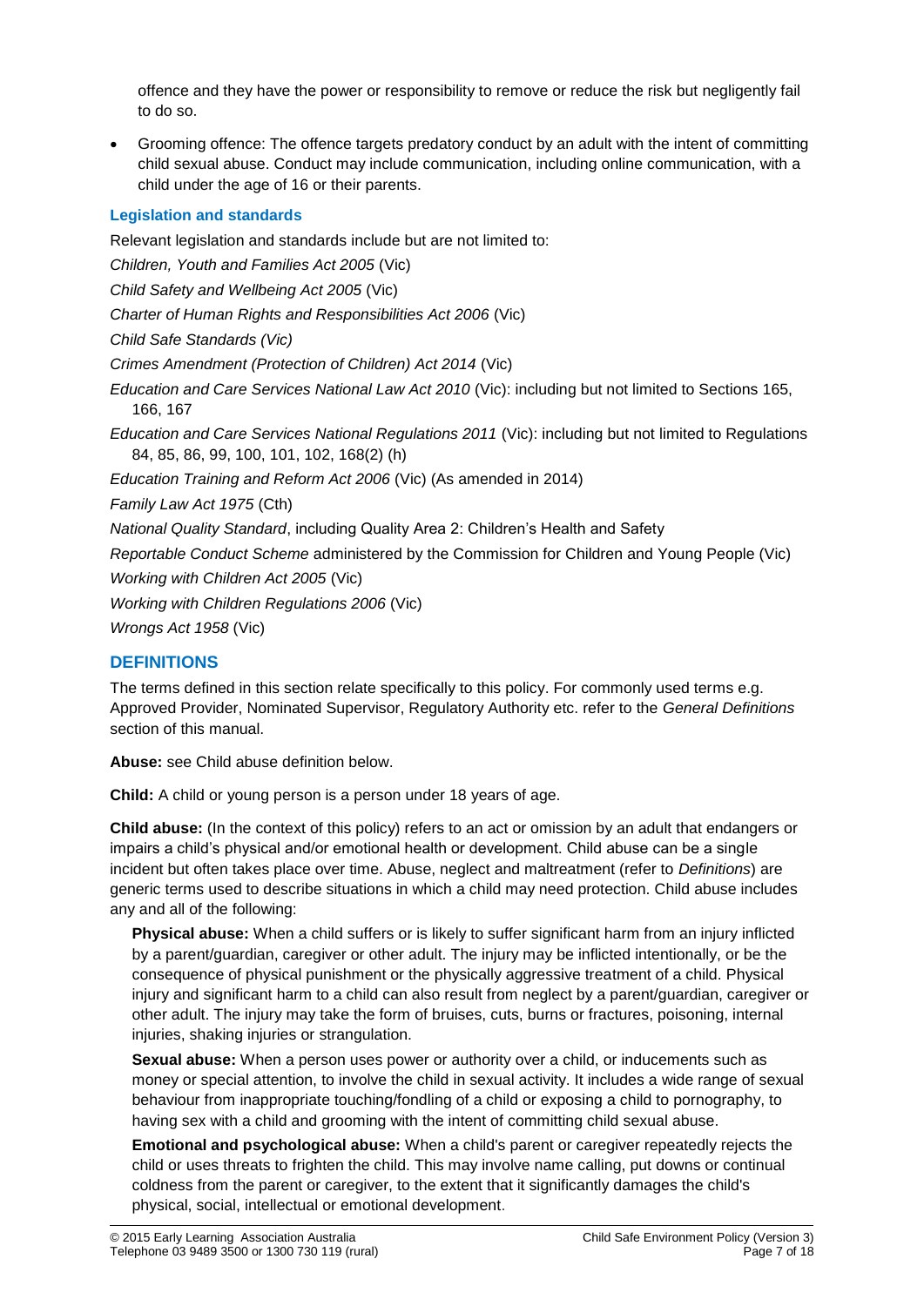offence and they have the power or responsibility to remove or reduce the risk but negligently fail to do so.

- Grooming offence: The offence targets predatory conduct by an adult with the intent of committing child sexual abuse. Conduct may include communication, including online communication, with a child under the age of 16 or their parents.

### Legislation and standards

Relevant legislation and standards include but are not limited to:

*Children, Youth and Families Act 2005* (Vic)

*Child Safety and Wellbeing Act 2005* (Vic)

*Charter of Human Rights and Responsibilities Act 2006* (Vic)

*Child Safe Standards (Vic)*

*Crimes Amendment (Protection of Children) Act 2014* (Vic)

*Education and Care Services National Law Act 2010* (Vic): including but not limited to Sections 165, 166, 167

*Education and Care Services National Regulations 2011* (Vic): including but not limited to Regulations 84, 85, 86, 99, 100, 101, 102, 168(2) (h)

*Education Training and Reform Act 2006* (Vic) (As amended in 2014)

*Family Law Act 1975* (Cth)

*National Quality Standard*, including Quality Area 2: Children's Health and Safety

*Reportable Conduct Scheme* administered by the Commission for Children and Young People (Vic)

*Working with Children Act 2005* (Vic)

*Working with Children Regulations 2006* (Vic)

*Wrongs Act 1958* (Vic)

## DEFINITIONS

The terms defined in this section relate specifically to this policy. For commonly used terms e.g. Approved Provider, Nominated Supervisor, Regulatory Authority etc. refer to the *General Definitions* section of this manual.

**Abuse:** see Child abuse definition below.

**Child:** A child or young person is a person under 18 years of age.

**Child abuse:** (In the context of this policy) refers to an act or omission by an adult that endangers or impairs a child's physical and/or emotional health or development. Child abuse can be a single incident but often takes place over time. Abuse, neglect and maltreatment (refer to *Definitions*) are generic terms used to describe situations in which a child may need protection. Child abuse includes any and all of the following:

**Physical abuse:** When a child suffers or is likely to suffer significant harm from an injury inflicted by a parent/guardian, caregiver or other adult. The injury may be inflicted intentionally, or be the consequence of physical punishment or the physically aggressive treatment of a child. Physical injury and significant harm to a child can also result from neglect by a parent/guardian, caregiver or other adult. The injury may take the form of bruises, cuts, burns or fractures, poisoning, internal injuries, shaking injuries or strangulation.

**Sexual abuse:** When a person uses power or authority over a child, or inducements such as money or special attention, to involve the child in sexual activity. It includes a wide range of sexual behaviour from inappropriate touching/fondling of a child or exposing a child to pornography, to having sex with a child and grooming with the intent of committing child sexual abuse.

**Emotional and psychological abuse:** When a child's parent or caregiver repeatedly rejects the child or uses threats to frighten the child. This may involve name calling, put downs or continual coldness from the parent or caregiver, to the extent that it significantly damages the child's physical, social, intellectual or emotional development.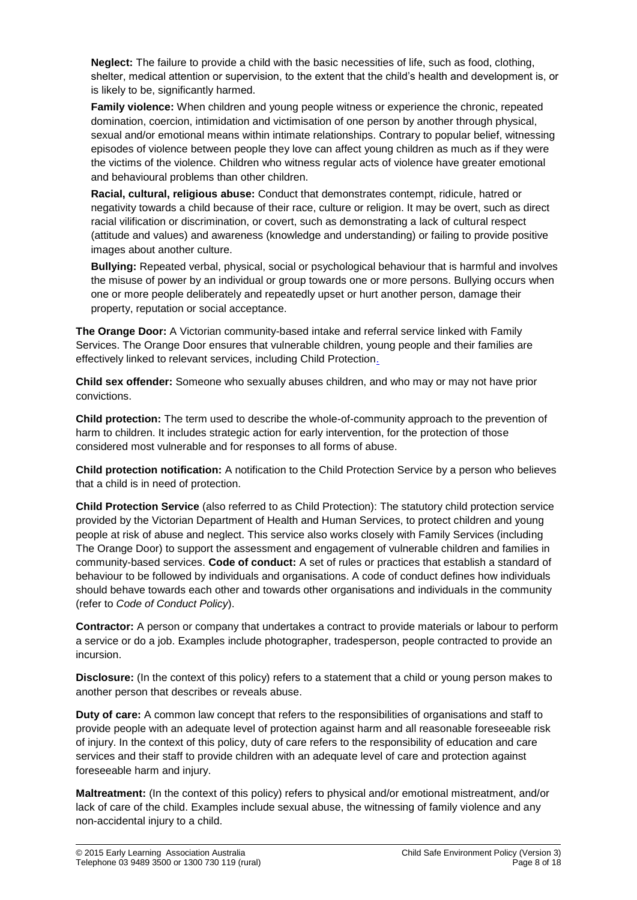**Neglect:** The failure to provide a child with the basic necessities of life, such as food, clothing, shelter, medical attention or supervision, to the extent that the child's health and development is, or is likely to be, significantly harmed.

**Family violence:** When children and young people witness or experience the chronic, repeated domination, coercion, intimidation and victimisation of one person by another through physical, sexual and/or emotional means within intimate relationships. Contrary to popular belief, witnessing episodes of violence between people they love can affect young children as much as if they were the victims of the violence. Children who witness regular acts of violence have greater emotional and behavioural problems than other children.

**Racial, cultural, religious abuse:** Conduct that demonstrates contempt, ridicule, hatred or negativity towards a child because of their race, culture or religion. It may be overt, such as direct racial vilification or discrimination, or covert, such as demonstrating a lack of cultural respect (attitude and values) and awareness (knowledge and understanding) or failing to provide positive images about another culture.

**Bullying:** Repeated verbal, physical, social or psychological behaviour that is harmful and involves the misuse of power by an individual or group towards one or more persons. Bullying occurs when one or more people deliberately and repeatedly upset or hurt another person, damage their property, reputation or social acceptance.

**The Orange Door:** A Victorian community-based intake and referral service linked with Family Services. The Orange Door ensures that vulnerable children, young people and their families are effectively linked to relevant services, including Child Protection.

**Child sex offender:** Someone who sexually abuses children, and who may or may not have prior convictions.

**Child protection:** The term used to describe the whole-of-community approach to the prevention of harm to children. It includes strategic action for early intervention, for the protection of those considered most vulnerable and for responses to all forms of abuse.

**Child protection notification:** A notification to the Child Protection Service by a person who believes that a child is in need of protection.

**Child Protection Service** (also referred to as Child Protection): The statutory child protection service provided by the Victorian Department of Health and Human Services, to protect children and young people at risk of abuse and neglect. This service also works closely with Family Services (including The Orange Door) to support the assessment and engagement of vulnerable children and families in community-based services. **Code of conduct:** A set of rules or practices that establish a standard of behaviour to be followed by individuals and organisations. A code of conduct defines how individuals should behave towards each other and towards other organisations and individuals in the community (refer to *Code of Conduct Policy*).

**Contractor:** A person or company that undertakes a contract to provide materials or labour to perform a service or do a job. Examples include photographer, tradesperson, people contracted to provide an incursion.

**Disclosure:** (In the context of this policy) refers to a statement that a child or young person makes to another person that describes or reveals abuse.

**Duty of care:** A common law concept that refers to the responsibilities of organisations and staff to provide people with an adequate level of protection against harm and all reasonable foreseeable risk of injury. In the context of this policy, duty of care refers to the responsibility of education and care services and their staff to provide children with an adequate level of care and protection against foreseeable harm and injury.

**Maltreatment:** (In the context of this policy) refers to physical and/or emotional mistreatment, and/or lack of care of the child. Examples include sexual abuse, the witnessing of family violence and any non-accidental injury to a child.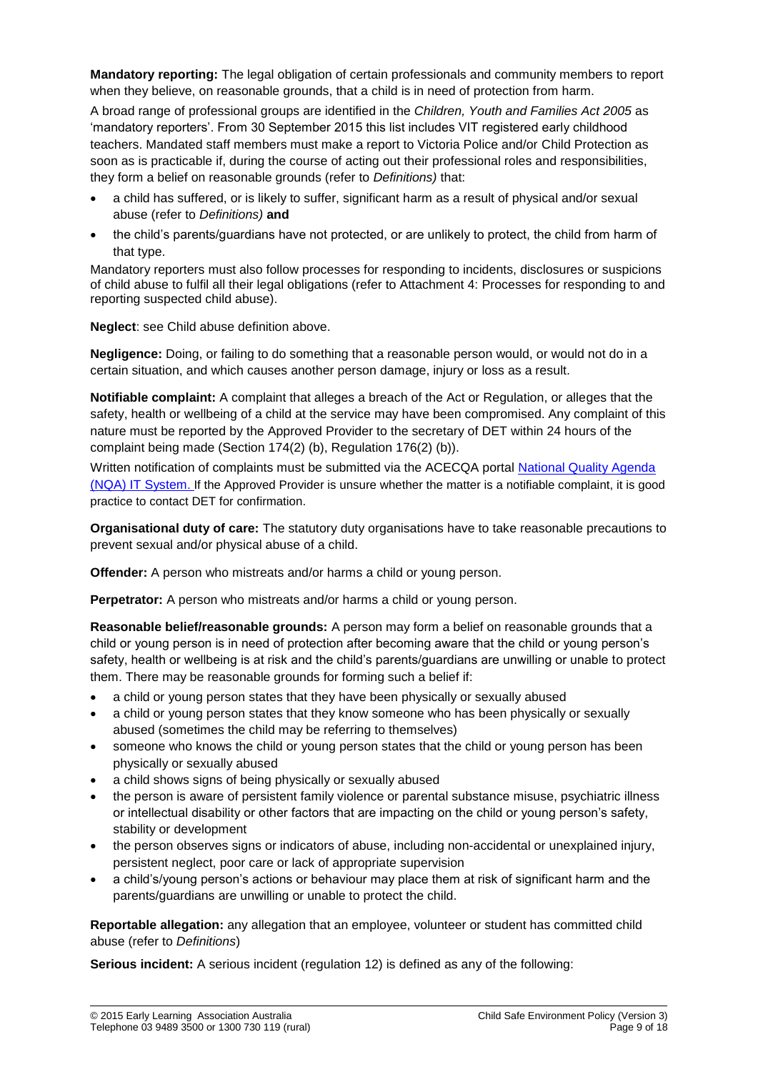**Mandatory reporting:** The legal obligation of certain professionals and community members to report when they believe, on reasonable grounds, that a child is in need of protection from harm.

A broad range of professional groups are identified in the *Children, Youth and Families Act 2005* as 'mandatory reporters'. From 30 September 2015 this list includes VIT registered early childhood teachers. Mandated staff members must make a report to Victoria Police and/or Child Protection as soon as is practicable if, during the course of acting out their professional roles and responsibilities, they form a belief on reasonable grounds (refer to *Definitions)* that:

- a child has suffered, or is likely to suffer, significant harm as a result of physical and/or sexual abuse (refer to *Definitions)* **and**
- the child's parents/guardians have not protected, or are unlikely to protect, the child from harm of that type.

Mandatory reporters must also follow processes for responding to incidents, disclosures or suspicions of child abuse to fulfil all their legal obligations (refer to Attachment 4: Processes for responding to and reporting suspected child abuse).

**Neglect**: see Child abuse definition above.

**Negligence:** Doing, or failing to do something that a reasonable person would, or would not do in a certain situation, and which causes another person damage, injury or loss as a result.

**Notifiable complaint:** A complaint that alleges a breach of the Act or Regulation, or alleges that the safety, health or wellbeing of a child at the service may have been compromised. Any complaint of this nature must be reported by the Approved Provider to the secretary of DET within 24 hours of the complaint being made (Section 174(2) (b), Regulation 176(2) (b)).

Written notification of complaints must be submitted via the ACECQA portal National Quality Agenda (NQA) IT System. If the Approved Provider is unsure whether the matter is a notifiable complaint, it is good practice to contact DET for confirmation.

**Organisational duty of care:** The statutory duty organisations have to take reasonable precautions to prevent sexual and/or physical abuse of a child.

**Offender:** A person who mistreats and/or harms a child or young person.

**Perpetrator:** A person who mistreats and/or harms a child or young person.

**Reasonable belief/reasonable grounds:** A person may form a belief on reasonable grounds that a child or young person is in need of protection after becoming aware that the child or young person's safety, health or wellbeing is at risk and the child's parents/guardians are unwilling or unable to protect them. There may be reasonable grounds for forming such a belief if:

- a child or young person states that they have been physically or sexually abused
- a child or young person states that they know someone who has been physically or sexually abused (sometimes the child may be referring to themselves)
- someone who knows the child or young person states that the child or young person has been physically or sexually abused
- a child shows signs of being physically or sexually abused
- the person is aware of persistent family violence or parental substance misuse, psychiatric illness or intellectual disability or other factors that are impacting on the child or young person's safety, stability or development
- the person observes signs or indicators of abuse, including non-accidental or unexplained injury, persistent neglect, poor care or lack of appropriate supervision
- a child's/young person's actions or behaviour may place them at risk of significant harm and the parents/guardians are unwilling or unable to protect the child.

**Reportable allegation:** any allegation that an employee, volunteer or student has committed child abuse (refer to *Definitions*)

**Serious incident:** A serious incident (regulation 12) is defined as any of the following: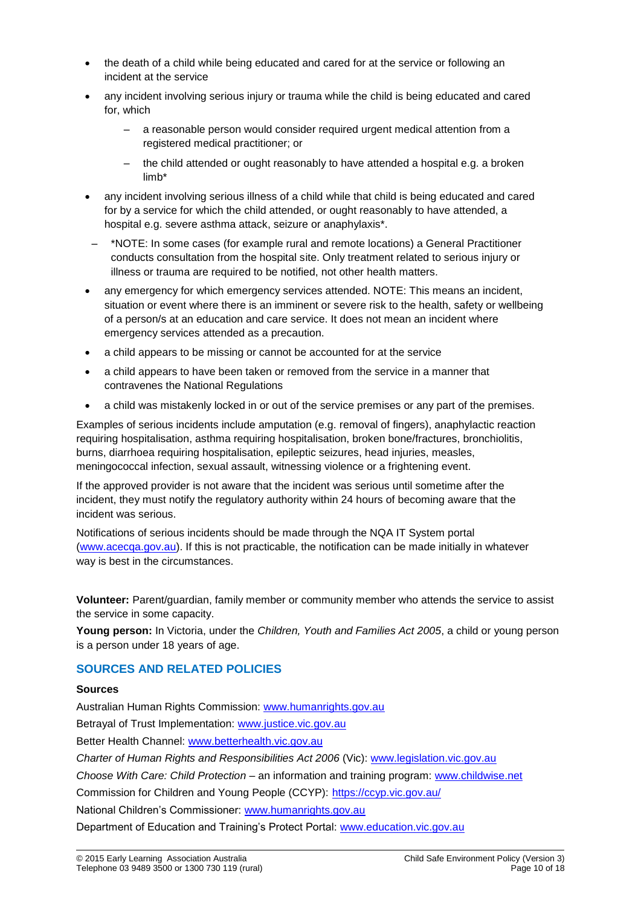- the death of a child while being educated and cared for at the service or following an incident at the service
- any incident involving serious injury or trauma while the child is being educated and cared for, which
  - a reasonable person would consider required urgent medical attention from a registered medical practitioner; or
  - the child attended or ought reasonably to have attended a hospital e.g. a broken limb*
- any incident involving serious illness of a child while that child is being educated and cared for by a service for which the child attended, or ought reasonably to have attended, a hospital e.g. severe asthma attack, seizure or anaphylaxis*.
  - *NOTE: In some cases (for example rural and remote locations) a General Practitioner conducts consultation from the hospital site. Only treatment related to serious injury or illness or trauma are required to be notified, not other health matters.
- any emergency for which emergency services attended. NOTE: This means an incident, situation or event where there is an imminent or severe risk to the health, safety or wellbeing of a person/s at an education and care service. It does not mean an incident where emergency services attended as a precaution.
- a child appears to be missing or cannot be accounted for at the service
- a child appears to have been taken or removed from the service in a manner that contravenes the National Regulations
- a child was mistakenly locked in or out of the service premises or any part of the premises.

Examples of serious incidents include amputation (e.g. removal of fingers), anaphylactic reaction requiring hospitalisation, asthma requiring hospitalisation, broken bone/fractures, bronchiolitis, burns, diarrhoea requiring hospitalisation, epileptic seizures, head injuries, measles, meningococcal infection, sexual assault, witnessing violence or a frightening event.

If the approved provider is not aware that the incident was serious until sometime after the incident, they must notify the regulatory authority within 24 hours of becoming aware that the incident was serious.

Notifications of serious incidents should be made through the NQA IT System portal (www.acecqa.gov.au). If this is not practicable, the notification can be made initially in whatever way is best in the circumstances.

**Volunteer:** Parent/guardian, family member or community member who attends the service to assist the service in some capacity.

**Young person:** In Victoria, under the *Children, Youth and Families Act 2005*, a child or young person is a person under 18 years of age.

## SOURCES AND RELATED POLICIES

**Sources**

Australian Human Rights Commission: www.humanrights.gov.au

Betrayal of Trust Implementation: www.justice.vic.gov.au

Better Health Channel: www.betterhealth.vic.gov.au

*Charter of Human Rights and Responsibilities Act 2006* (Vic): www.legislation.vic.gov.au

*Choose With Care: Child Protection* – an information and training program: www.childwise.net

Commission for Children and Young People (CCYP): https://ccyp.vic.gov.au/

National Children's Commissioner: www.humanrights.gov.au

Department of Education and Training's Protect Portal: www.education.vic.gov.au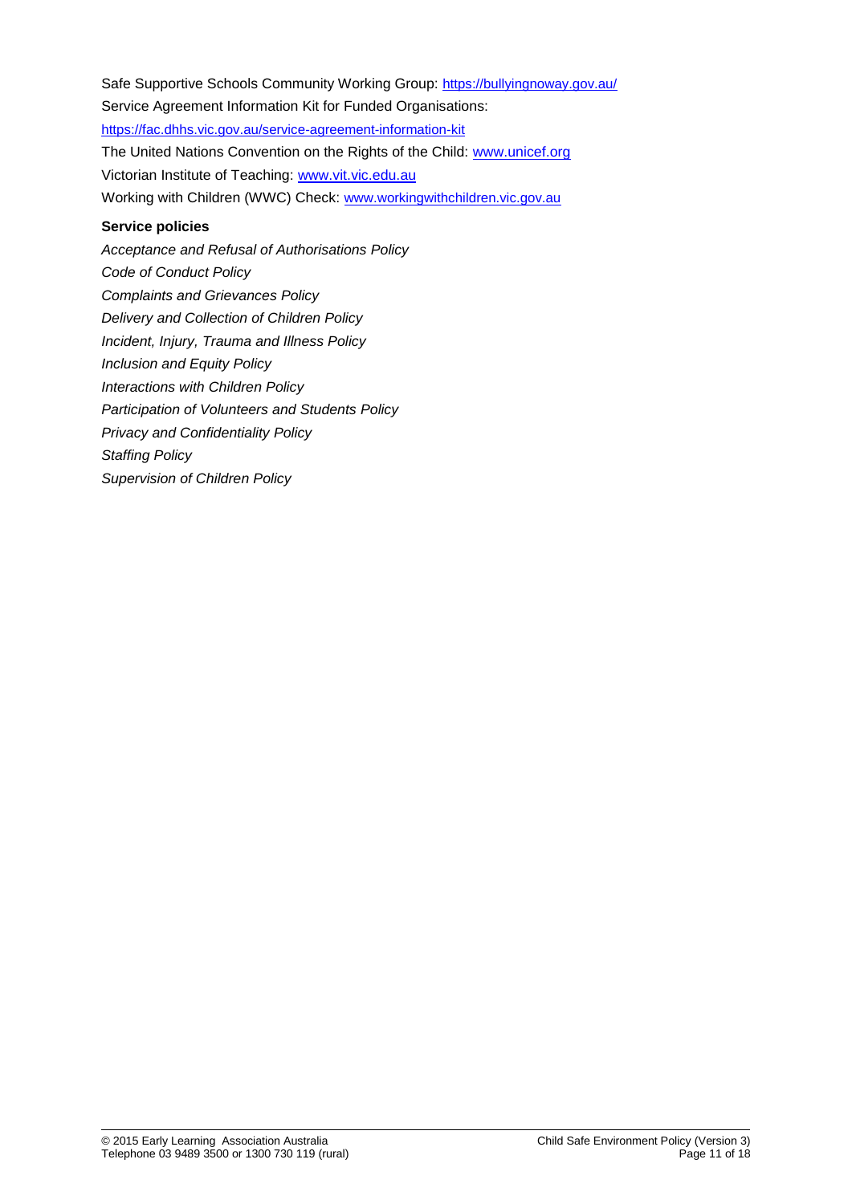Safe Supportive Schools Community Working Group: https://bullyingnoway.gov.au/

Service Agreement Information Kit for Funded Organisations: https://fac.dhhs.vic.gov.au/service-agreement-information-kit

The United Nations Convention on the Rights of the Child: www.unicef.org

Victorian Institute of Teaching: www.vit.vic.edu.au

Working with Children (WWC) Check: www.workingwithchildren.vic.gov.au

**Service policies**

*Acceptance and Refusal of Authorisations Policy*

*Code of Conduct Policy*

*Complaints and Grievances Policy*

*Delivery and Collection of Children Policy*

*Incident, Injury, Trauma and Illness Policy*

*Inclusion and Equity Policy*

*Interactions with Children Policy*

*Participation of Volunteers and Students Policy*

*Privacy and Confidentiality Policy*

*Staffing Policy*

*Supervision of Children Policy*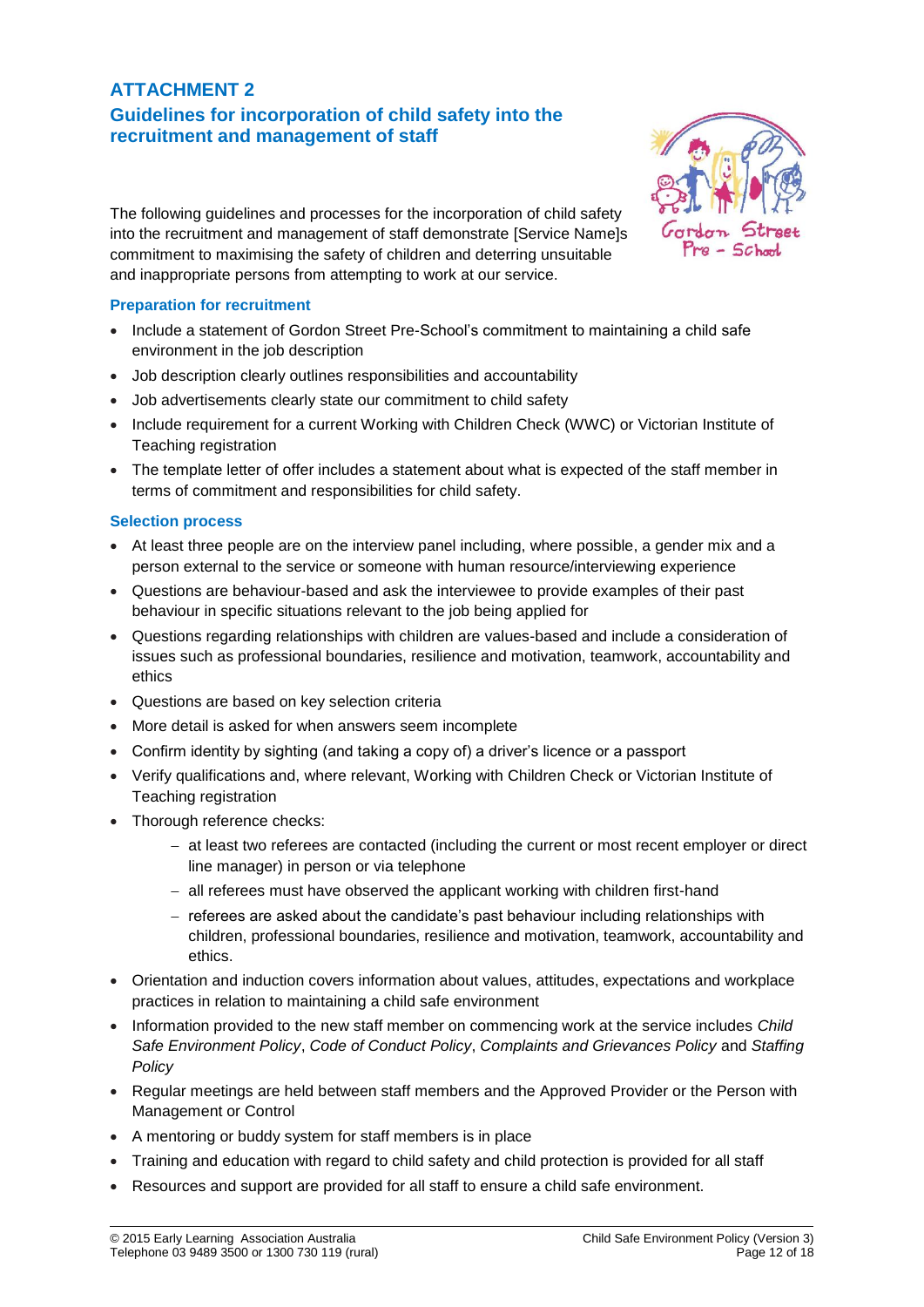# ATTACHMENT 2

## Guidelines for incorporation of child safety into the recruitment and management of staff

The following guidelines and processes for the incorporation of child safety into the recruitment and management of staff demonstrate [Service Name]s commitment to maximising the safety of children and deterring unsuitable and inappropriate persons from attempting to work at our service.

### Preparation for recruitment

- Include a statement of Gordon Street Pre-School's commitment to maintaining a child safe environment in the job description
- Job description clearly outlines responsibilities and accountability
- Job advertisements clearly state our commitment to child safety
- Include requirement for a current Working with Children Check (WWC) or Victorian Institute of Teaching registration
- The template letter of offer includes a statement about what is expected of the staff member in terms of commitment and responsibilities for child safety.

### Selection process

- At least three people are on the interview panel including, where possible, a gender mix and a person external to the service or someone with human resource/interviewing experience
- Questions are behaviour-based and ask the interviewee to provide examples of their past behaviour in specific situations relevant to the job being applied for
- Questions regarding relationships with children are values-based and include a consideration of issues such as professional boundaries, resilience and motivation, teamwork, accountability and ethics
- Questions are based on key selection criteria
- More detail is asked for when answers seem incomplete
- Confirm identity by sighting (and taking a copy of) a driver's licence or a passport
- Verify qualifications and, where relevant, Working with Children Check or Victorian Institute of Teaching registration
- Thorough reference checks:
  - at least two referees are contacted (including the current or most recent employer or direct line manager) in person or via telephone
  - all referees must have observed the applicant working with children first-hand
  - referees are asked about the candidate's past behaviour including relationships with children, professional boundaries, resilience and motivation, teamwork, accountability and ethics.
- Orientation and induction covers information about values, attitudes, expectations and workplace practices in relation to maintaining a child safe environment
- Information provided to the new staff member on commencing work at the service includes *Child Safe Environment Policy*, *Code of Conduct Policy*, *Complaints and Grievances Policy* and *Staffing Policy*
- Regular meetings are held between staff members and the Approved Provider or the Person with Management or Control
- A mentoring or buddy system for staff members is in place
- Training and education with regard to child safety and child protection is provided for all staff
- Resources and support are provided for all staff to ensure a child safe environment.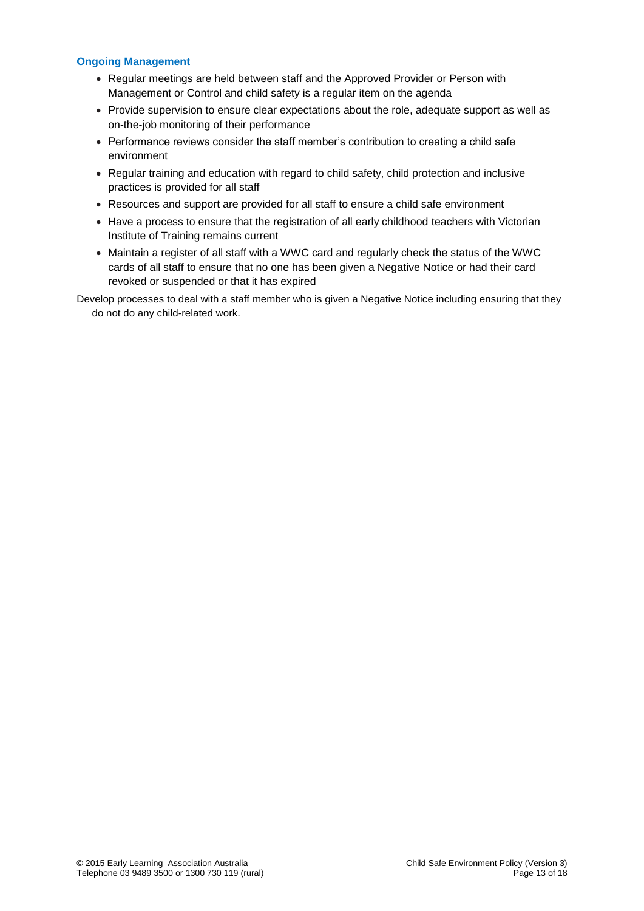### Ongoing Management

- Regular meetings are held between staff and the Approved Provider or Person with Management or Control and child safety is a regular item on the agenda
- Provide supervision to ensure clear expectations about the role, adequate support as well as on-the-job monitoring of their performance
- Performance reviews consider the staff member's contribution to creating a child safe environment
- Regular training and education with regard to child safety, child protection and inclusive practices is provided for all staff
- Resources and support are provided for all staff to ensure a child safe environment
- Have a process to ensure that the registration of all early childhood teachers with Victorian Institute of Training remains current
- Maintain a register of all staff with a WWC card and regularly check the status of the WWC cards of all staff to ensure that no one has been given a Negative Notice or had their card revoked or suspended or that it has expired

Develop processes to deal with a staff member who is given a Negative Notice including ensuring that they do not do any child-related work.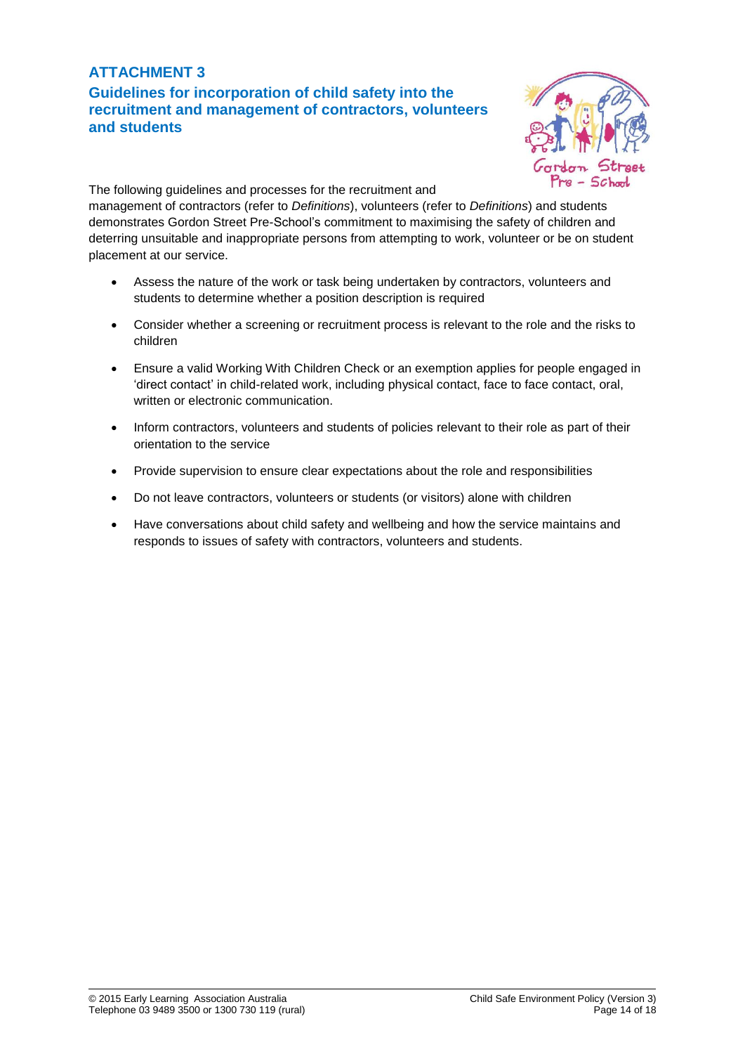## ATTACHMENT 3

### Guidelines for incorporation of child safety into the recruitment and management of contractors, volunteers and students

The following guidelines and processes for the recruitment and management of contractors (refer to *Definitions*), volunteers (refer to *Definitions*) and students demonstrates Gordon Street Pre-School's commitment to maximising the safety of children and deterring unsuitable and inappropriate persons from attempting to work, volunteer or be on student placement at our service.

- Assess the nature of the work or task being undertaken by contractors, volunteers and students to determine whether a position description is required
- Consider whether a screening or recruitment process is relevant to the role and the risks to children
- Ensure a valid Working With Children Check or an exemption applies for people engaged in 'direct contact' in child-related work, including physical contact, face to face contact, oral, written or electronic communication.
- Inform contractors, volunteers and students of policies relevant to their role as part of their orientation to the service
- Provide supervision to ensure clear expectations about the role and responsibilities
- Do not leave contractors, volunteers or students (or visitors) alone with children
- Have conversations about child safety and wellbeing and how the service maintains and responds to issues of safety with contractors, volunteers and students.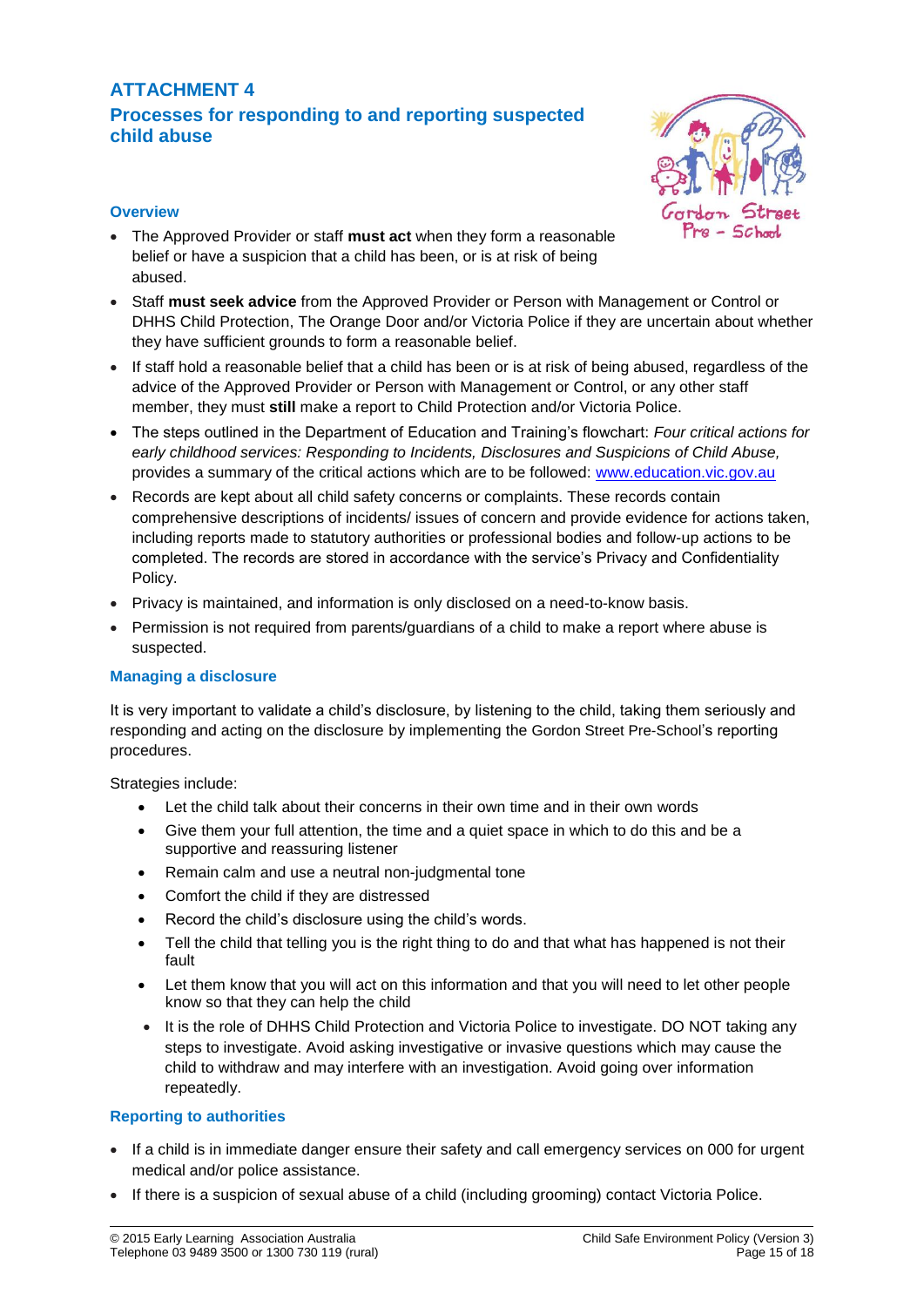# ATTACHMENT 4

## Processes for responding to and reporting suspected child abuse

### Overview

- The Approved Provider or staff **must act** when they form a reasonable belief or have a suspicion that a child has been, or is at risk of being abused.
- Staff **must seek advice** from the Approved Provider or Person with Management or Control or DHHS Child Protection, The Orange Door and/or Victoria Police if they are uncertain about whether they have sufficient grounds to form a reasonable belief.
- If staff hold a reasonable belief that a child has been or is at risk of being abused, regardless of the advice of the Approved Provider or Person with Management or Control, or any other staff member, they must **still** make a report to Child Protection and/or Victoria Police.
- The steps outlined in the Department of Education and Training's flowchart: *Four critical actions for early childhood services: Responding to Incidents, Disclosures and Suspicions of Child Abuse,* provides a summary of the critical actions which are to be followed: [www.education.vic.gov.au](www.education.vic.gov.au)
- Records are kept about all child safety concerns or complaints. These records contain comprehensive descriptions of incidents/ issues of concern and provide evidence for actions taken, including reports made to statutory authorities or professional bodies and follow-up actions to be completed. The records are stored in accordance with the service's Privacy and Confidentiality Policy.
- Privacy is maintained, and information is only disclosed on a need-to-know basis.
- Permission is not required from parents/guardians of a child to make a report where abuse is suspected.

### Managing a disclosure

It is very important to validate a child's disclosure, by listening to the child, taking them seriously and responding and acting on the disclosure by implementing the Gordon Street Pre-School's reporting procedures.

Strategies include:

- Let the child talk about their concerns in their own time and in their own words
- Give them your full attention, the time and a quiet space in which to do this and be a supportive and reassuring listener
- Remain calm and use a neutral non-judgmental tone
- Comfort the child if they are distressed
- Record the child's disclosure using the child's words.
- Tell the child that telling you is the right thing to do and that what has happened is not their fault
- Let them know that you will act on this information and that you will need to let other people know so that they can help the child
- It is the role of DHHS Child Protection and Victoria Police to investigate. DO NOT taking any steps to investigate. Avoid asking investigative or invasive questions which may cause the child to withdraw and may interfere with an investigation. Avoid going over information repeatedly.

### Reporting to authorities

- If a child is in immediate danger ensure their safety and call emergency services on 000 for urgent medical and/or police assistance.
- If there is a suspicion of sexual abuse of a child (including grooming) contact Victoria Police.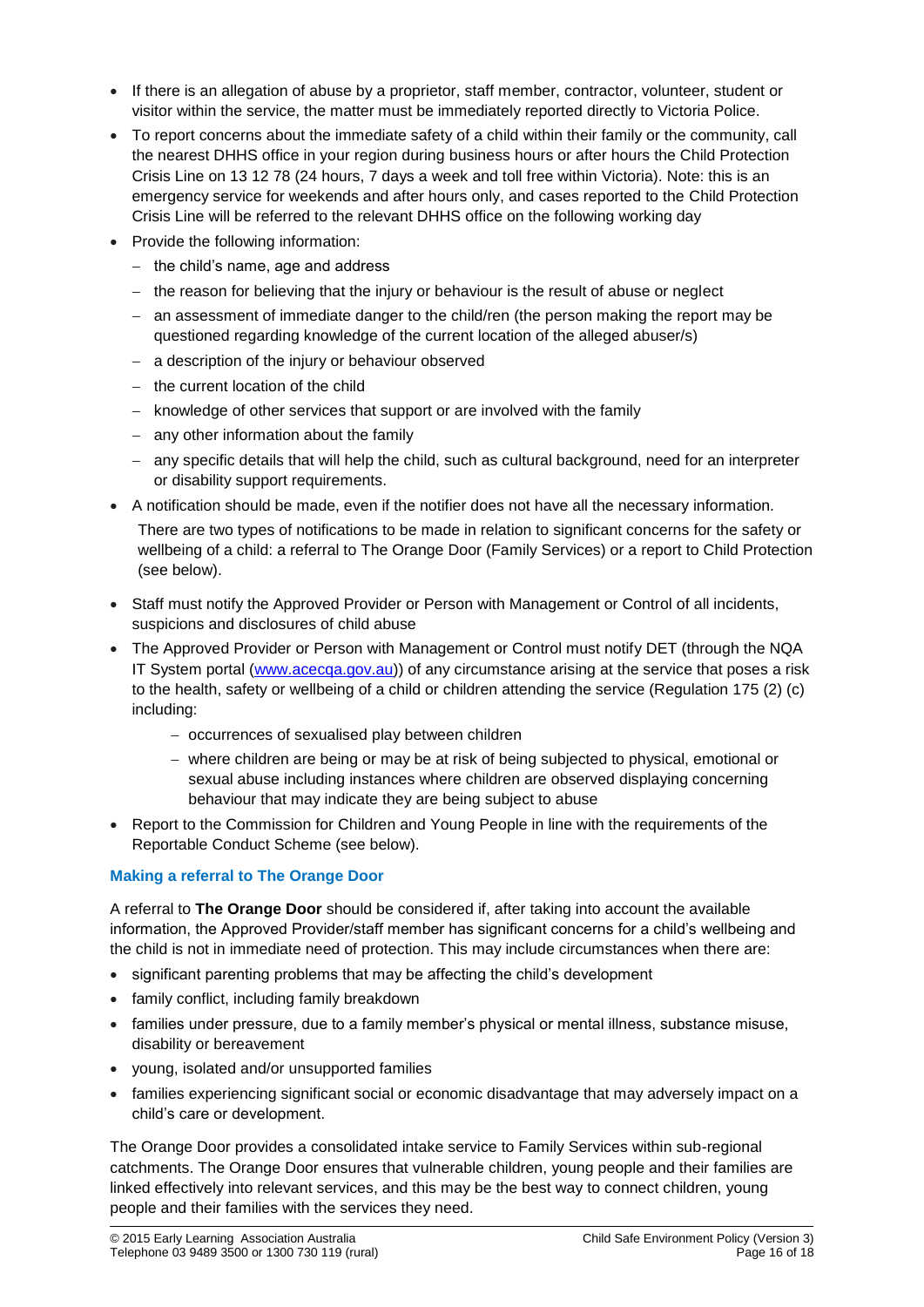- If there is an allegation of abuse by a proprietor, staff member, contractor, volunteer, student or visitor within the service, the matter must be immediately reported directly to Victoria Police.
- To report concerns about the immediate safety of a child within their family or the community, call the nearest DHHS office in your region during business hours or after hours the Child Protection Crisis Line on 13 12 78 (24 hours, 7 days a week and toll free within Victoria). Note: this is an emergency service for weekends and after hours only, and cases reported to the Child Protection Crisis Line will be referred to the relevant DHHS office on the following working day
- Provide the following information:
  - the child's name, age and address
  - the reason for believing that the injury or behaviour is the result of abuse or neglect
  - an assessment of immediate danger to the child/ren (the person making the report may be questioned regarding knowledge of the current location of the alleged abuser/s)
  - a description of the injury or behaviour observed
  - the current location of the child
  - knowledge of other services that support or are involved with the family
  - any other information about the family
  - any specific details that will help the child, such as cultural background, need for an interpreter or disability support requirements.
- A notification should be made, even if the notifier does not have all the necessary information.

  There are two types of notifications to be made in relation to significant concerns for the safety or wellbeing of a child: a referral to The Orange Door (Family Services) or a report to Child Protection (see below).
- Staff must notify the Approved Provider or Person with Management or Control of all incidents, suspicions and disclosures of child abuse
- The Approved Provider or Person with Management or Control must notify DET (through the NQA IT System portal ([www.acecqa.gov.au](www.acecqa.gov.au))) of any circumstance arising at the service that poses a risk to the health, safety or wellbeing of a child or children attending the service (Regulation 175 (2) (c) including:
  - occurrences of sexualised play between children
  - where children are being or may be at risk of being subjected to physical, emotional or sexual abuse including instances where children are observed displaying concerning behaviour that may indicate they are being subject to abuse
- Report to the Commission for Children and Young People in line with the requirements of the Reportable Conduct Scheme (see below).

### Making a referral to The Orange Door

A referral to **The Orange Door** should be considered if, after taking into account the available information, the Approved Provider/staff member has significant concerns for a child's wellbeing and the child is not in immediate need of protection. This may include circumstances when there are:

- significant parenting problems that may be affecting the child's development
- family conflict, including family breakdown
- families under pressure, due to a family member's physical or mental illness, substance misuse, disability or bereavement
- young, isolated and/or unsupported families
- families experiencing significant social or economic disadvantage that may adversely impact on a child's care or development.

The Orange Door provides a consolidated intake service to Family Services within sub-regional catchments. The Orange Door ensures that vulnerable children, young people and their families are linked effectively into relevant services, and this may be the best way to connect children, young people and their families with the services they need.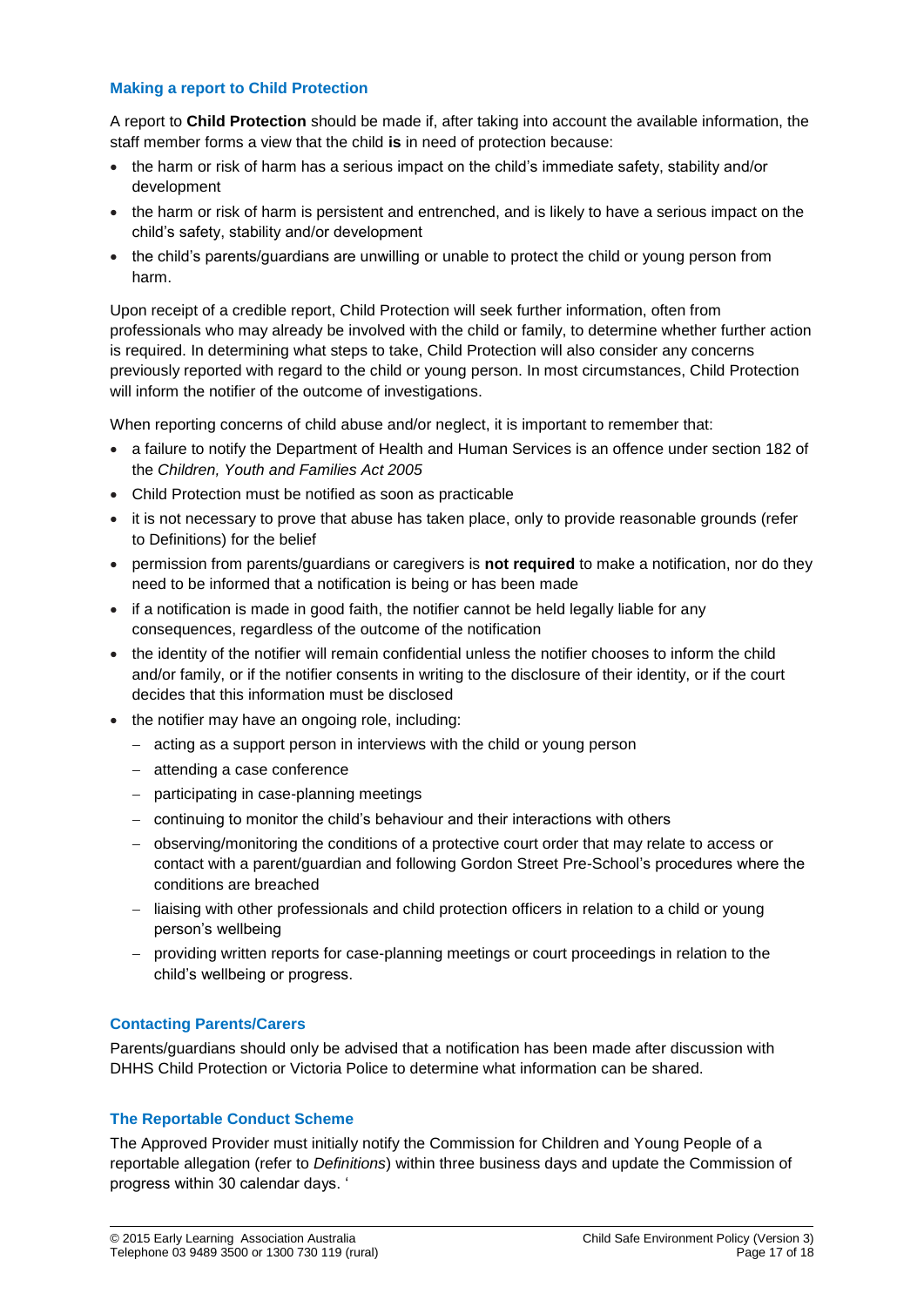### Making a report to Child Protection

A report to **Child Protection** should be made if, after taking into account the available information, the staff member forms a view that the child **is** in need of protection because:

- the harm or risk of harm has a serious impact on the child's immediate safety, stability and/or development
- the harm or risk of harm is persistent and entrenched, and is likely to have a serious impact on the child's safety, stability and/or development
- the child's parents/guardians are unwilling or unable to protect the child or young person from harm.

Upon receipt of a credible report, Child Protection will seek further information, often from professionals who may already be involved with the child or family, to determine whether further action is required. In determining what steps to take, Child Protection will also consider any concerns previously reported with regard to the child or young person. In most circumstances, Child Protection will inform the notifier of the outcome of investigations.

When reporting concerns of child abuse and/or neglect, it is important to remember that:

- a failure to notify the Department of Health and Human Services is an offence under section 182 of the *Children, Youth and Families Act 2005*
- Child Protection must be notified as soon as practicable
- it is not necessary to prove that abuse has taken place, only to provide reasonable grounds (refer to Definitions) for the belief
- permission from parents/guardians or caregivers is **not required** to make a notification, nor do they need to be informed that a notification is being or has been made
- if a notification is made in good faith, the notifier cannot be held legally liable for any consequences, regardless of the outcome of the notification
- the identity of the notifier will remain confidential unless the notifier chooses to inform the child and/or family, or if the notifier consents in writing to the disclosure of their identity, or if the court decides that this information must be disclosed
- the notifier may have an ongoing role, including:
  - acting as a support person in interviews with the child or young person
  - attending a case conference
  - participating in case-planning meetings
  - continuing to monitor the child's behaviour and their interactions with others
  - observing/monitoring the conditions of a protective court order that may relate to access or contact with a parent/guardian and following Gordon Street Pre-School's procedures where the conditions are breached
  - liaising with other professionals and child protection officers in relation to a child or young person's wellbeing
  - providing written reports for case-planning meetings or court proceedings in relation to the child's wellbeing or progress.

### Contacting Parents/Carers

Parents/guardians should only be advised that a notification has been made after discussion with DHHS Child Protection or Victoria Police to determine what information can be shared.

### The Reportable Conduct Scheme

The Approved Provider must initially notify the Commission for Children and Young People of a reportable allegation (refer to *Definitions*) within three business days and update the Commission of progress within 30 calendar days. '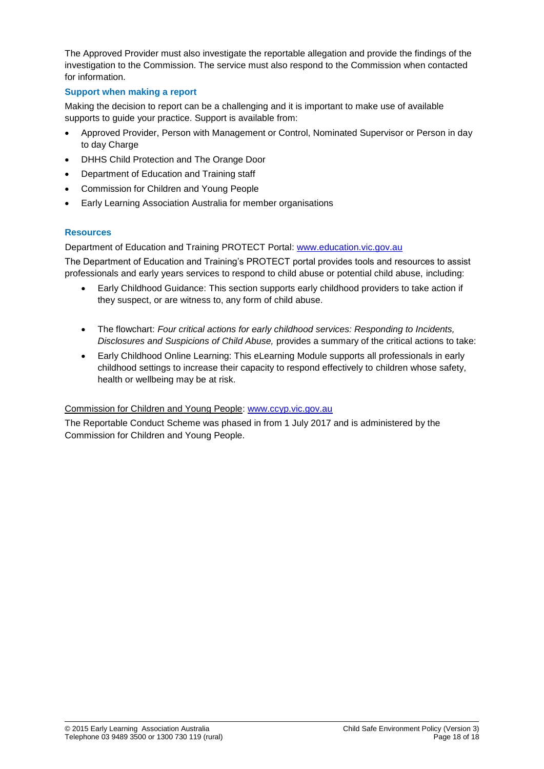The Approved Provider must also investigate the reportable allegation and provide the findings of the investigation to the Commission. The service must also respond to the Commission when contacted for information.

### Support when making a report

Making the decision to report can be a challenging and it is important to make use of available supports to guide your practice. Support is available from:

- Approved Provider, Person with Management or Control, Nominated Supervisor or Person in day to day Charge
- DHHS Child Protection and The Orange Door
- Department of Education and Training staff
- Commission for Children and Young People
- Early Learning Association Australia for member organisations

### Resources

Department of Education and Training PROTECT Portal: [www.education.vic.gov.au](www.education.vic.gov.au)

The Department of Education and Training's PROTECT portal provides tools and resources to assist professionals and early years services to respond to child abuse or potential child abuse, including:

- Early Childhood Guidance: This section supports early childhood providers to take action if they suspect, or are witness to, any form of child abuse.
- The flowchart: *Four critical actions for early childhood services: Responding to Incidents, Disclosures and Suspicions of Child Abuse,* provides a summary of the critical actions to take:
- Early Childhood Online Learning: This eLearning Module supports all professionals in early childhood settings to increase their capacity to respond effectively to children whose safety, health or wellbeing may be at risk.

Commission for Children and Young People: [www.ccyp.vic.gov.au](www.ccyp.vic.gov.au)

The Reportable Conduct Scheme was phased in from 1 July 2017 and is administered by the Commission for Children and Young People.